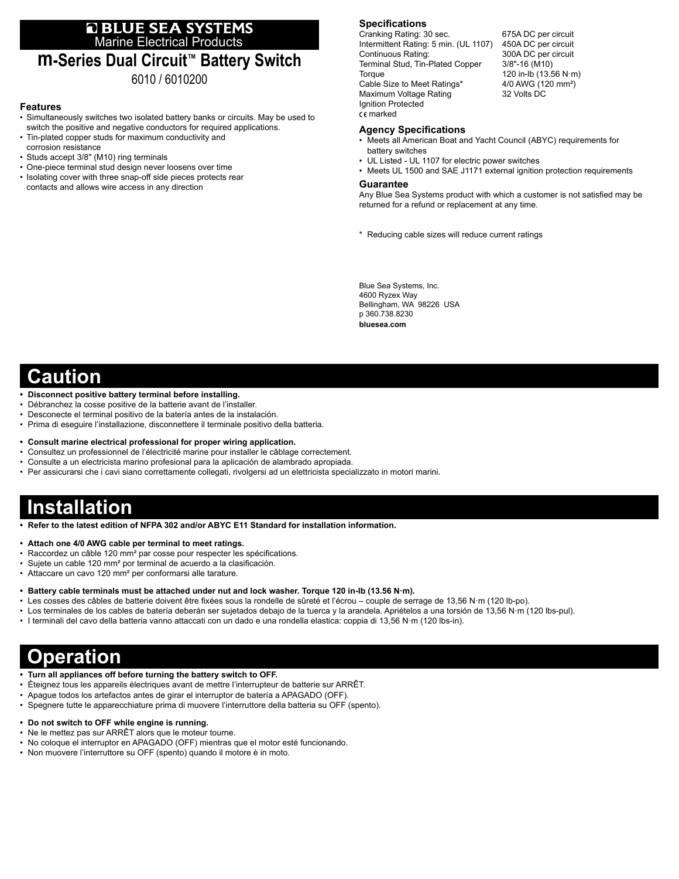# BLUE SEA SYSTEMS
Marine Electrical Products

# m-Series Dual Circuit™ Battery Switch

6010 / 6010200

### Features

- Simultaneously switches two isolated battery banks or circuits. May be used to switch the positive and negative conductors for required applications.
- Tin-plated copper studs for maximum conductivity and corrosion resistance
- Studs accept 3/8" (M10) ring terminals
- One-piece terminal stud design never loosens over time
- Isolating cover with three snap-off side pieces protects rear contacts and allows wire access in any direction

### Specifications

| | |
|---|---|
| Cranking Rating: 30 sec. | 675A DC per circuit |
| Intermittent Rating: 5 min. (UL 1107) | 450A DC per circuit |
| Continuous Rating: | 300A DC per circuit |
| Terminal Stud, Tin-Plated Copper | 3/8"-16 (M10) |
| Torque | 120 in-lb (13.56 N·m) |
| Cable Size to Meet Ratings* | 4/0 AWG (120 mm²) |
| Maximum Voltage Rating | 32 Volts DC |
| Ignition Protected | |
| CE marked | |

### Agency Specifications

- Meets all American Boat and Yacht Council (ABYC) requirements for battery switches
- UL Listed - UL 1107 for electric power switches
- Meets UL 1500 and SAE J1171 external ignition protection requirements

### Guarantee

Any Blue Sea Systems product with which a customer is not satisfied may be returned for a refund or replacement at any time.

\* Reducing cable sizes will reduce current ratings

Blue Sea Systems, Inc.
4600 Ryzex Way
Bellingham, WA 98226 USA
p 360.738.8230
**bluesea.com**

## Caution

- **Disconnect positive battery terminal before installing.**
- Débranchez la cosse positive de la batterie avant de l'installer.
- Desconecte el terminal positivo de la batería antes de la instalación.
- Prima di eseguire l'installazione, disconnettere il terminale positivo della batteria.

- **Consult marine electrical professional for proper wiring application.**
- Consultez un professionnel de l'électricité marine pour installer le câblage correctement.
- Consulte a un electricista marino profesional para la aplicación de alambrado apropiada.
- Per assicurarsi che i cavi siano correttamente collegati, rivolgersi ad un elettricista specializzato in motori marini.

## Installation

- **Refer to the latest edition of NFPA 302 and/or ABYC E11 Standard for installation information.**

- **Attach one 4/0 AWG cable per terminal to meet ratings.**
- Raccordez un câble 120 mm² par cosse pour respecter les spécifications.
- Sujete un cable 120 mm² por terminal de acuerdo a la clasificación.
- Attaccare un cavo 120 mm² per conformarsi alle tarature.

- **Battery cable terminals must be attached under nut and lock washer. Torque 120 in-lb (13.56 N·m).**
- Les cosses des câbles de batterie doivent être fixées sous la rondelle de sûreté et l'écrou – couple de serrage de 13,56 N·m (120 lb-po).
- Los terminales de los cables de batería deberán ser sujetados debajo de la tuerca y la arandela. Apriételos a una torsión de 13,56 N·m (120 lbs-pul).
- I terminali del cavo della batteria vanno attaccati con un dado e una rondella elastica: coppia di 13,56 N·m (120 lbs-in).

## Operation

- **Turn all appliances off before turning the battery switch to OFF.**
- Éteignez tous les appareils électriques avant de mettre l'interrupteur de batterie sur ARRÊT.
- Apague todos los artefactos antes de girar el interruptor de batería a APAGADO (OFF).
- Spegnere tutte le apparecchiature prima di muovere l'interruttore della batteria su OFF (spento).

- **Do not switch to OFF while engine is running.**
- Ne le mettez pas sur ARRÊT alors que le moteur tourne.
- No coloque el interruptor en APAGADO (OFF) mientras que el motor esté funcionando.
- Non muovere l'interruttore su OFF (spento) quando il motore è in moto.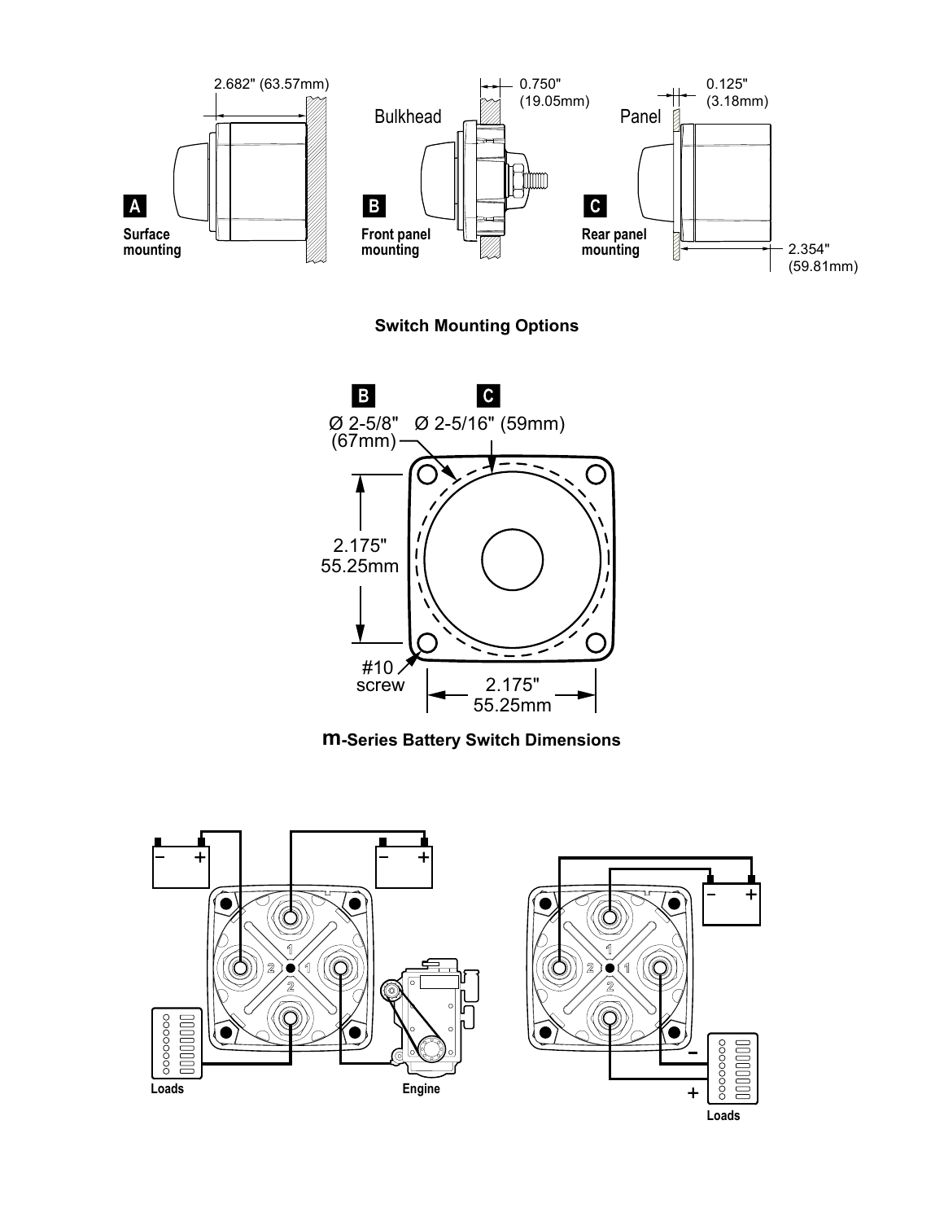2.682" (63.57mm)

A

Surface mounting

0.750" (19.05mm)

Bulkhead

B

Front panel mounting

0.125" (3.18mm)

Panel

C

Rear panel mounting

2.354" (59.81mm)

**Switch Mounting Options**

B

C

Ø 2-5/8" (67mm)

Ø 2-5/16" (59mm)

2.175" 55.25mm

#10 screw

2.175" 55.25mm

**m-Series Battery Switch Dimensions**

Loads

Engine

Loads